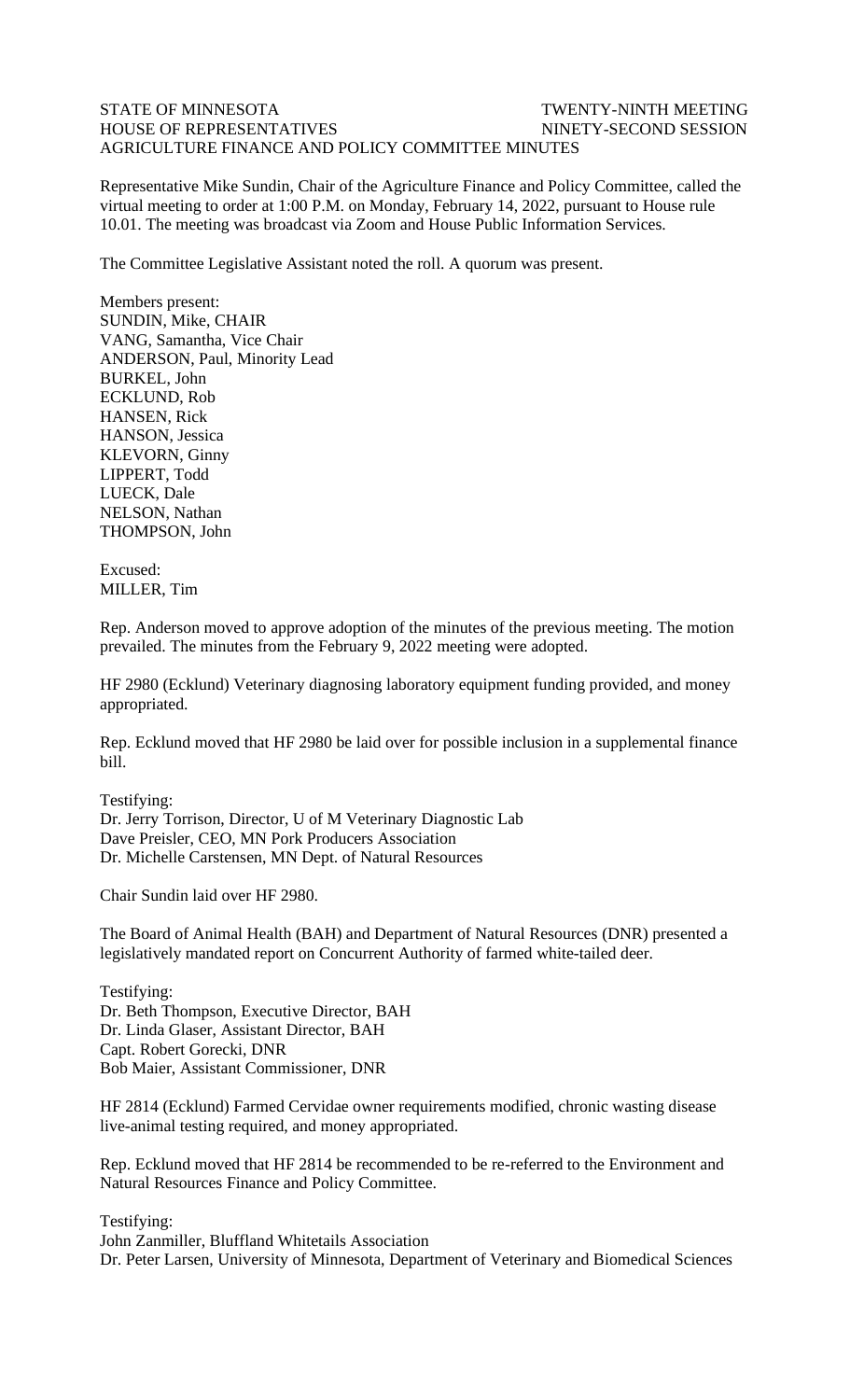STATE OF MINNESOTA TWENTY-NINTH MEETING
HOUSE OF REPRESENTATIVES NINETY-SECOND SESSION
AGRICULTURE FINANCE AND POLICY COMMITTEE MINUTES

Representative Mike Sundin, Chair of the Agriculture Finance and Policy Committee, called the virtual meeting to order at 1:00 P.M. on Monday, February 14, 2022, pursuant to House rule 10.01. The meeting was broadcast via Zoom and House Public Information Services.

The Committee Legislative Assistant noted the roll. A quorum was present.

Members present:
SUNDIN, Mike, CHAIR
VANG, Samantha, Vice Chair
ANDERSON, Paul, Minority Lead
BURKEL, John
ECKLUND, Rob
HANSEN, Rick
HANSON, Jessica
KLEVORN, Ginny
LIPPERT, Todd
LUECK, Dale
NELSON, Nathan
THOMPSON, John

Excused:
MILLER, Tim

Rep. Anderson moved to approve adoption of the minutes of the previous meeting. The motion prevailed. The minutes from the February 9, 2022 meeting were adopted.

HF 2980 (Ecklund) Veterinary diagnosing laboratory equipment funding provided, and money appropriated.

Rep. Ecklund moved that HF 2980 be laid over for possible inclusion in a supplemental finance bill.

Testifying:
Dr. Jerry Torrison, Director, U of M Veterinary Diagnostic Lab
Dave Preisler, CEO, MN Pork Producers Association
Dr. Michelle Carstensen, MN Dept. of Natural Resources

Chair Sundin laid over HF 2980.

The Board of Animal Health (BAH) and Department of Natural Resources (DNR) presented a legislatively mandated report on Concurrent Authority of farmed white-tailed deer.

Testifying:
Dr. Beth Thompson, Executive Director, BAH
Dr. Linda Glaser, Assistant Director, BAH
Capt. Robert Gorecki, DNR
Bob Maier, Assistant Commissioner, DNR

HF 2814 (Ecklund) Farmed Cervidae owner requirements modified, chronic wasting disease live-animal testing required, and money appropriated.

Rep. Ecklund moved that HF 2814 be recommended to be re-referred to the Environment and Natural Resources Finance and Policy Committee.

Testifying:
John Zanmiller, Bluffland Whitetails Association
Dr. Peter Larsen, University of Minnesota, Department of Veterinary and Biomedical Sciences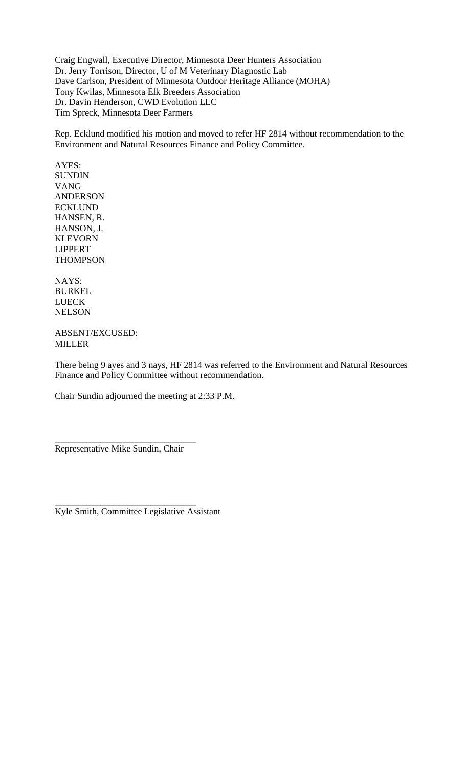Craig Engwall, Executive Director, Minnesota Deer Hunters Association
Dr. Jerry Torrison, Director, U of M Veterinary Diagnostic Lab
Dave Carlson, President of Minnesota Outdoor Heritage Alliance (MOHA)
Tony Kwilas, Minnesota Elk Breeders Association
Dr. Davin Henderson, CWD Evolution LLC
Tim Spreck, Minnesota Deer Farmers

Rep. Ecklund modified his motion and moved to refer HF 2814 without recommendation to the Environment and Natural Resources Finance and Policy Committee.

AYES:
SUNDIN
VANG
ANDERSON
ECKLUND
HANSEN, R.
HANSON, J.
KLEVORN
LIPPERT
THOMPSON

NAYS:
BURKEL
LUECK
NELSON

ABSENT/EXCUSED:
MILLER

There being 9 ayes and 3 nays, HF 2814 was referred to the Environment and Natural Resources Finance and Policy Committee without recommendation.

Chair Sundin adjourned the meeting at 2:33 P.M.

______________________________
Representative Mike Sundin, Chair

______________________________
Kyle Smith, Committee Legislative Assistant